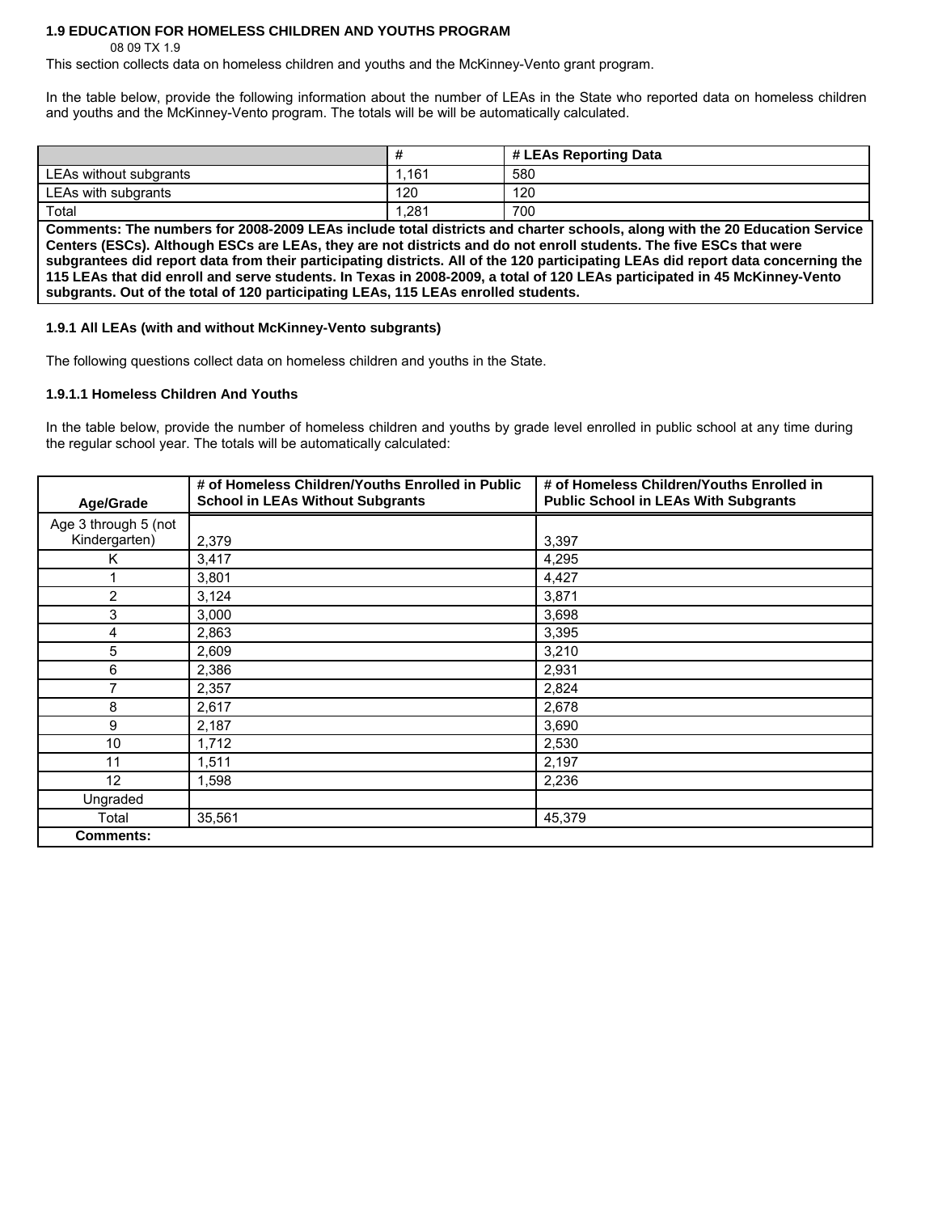### 1.9 EDUCATION FOR HOMELESS CHILDREN AND YOUTHS PROGRAM

08 09 TX 1.9

This section collects data on homeless children and youths and the McKinney-Vento grant program.

In the table below, provide the following information about the number of LEAs in the State who reported data on homeless children and youths and the McKinney-Vento program. The totals will be will be automatically calculated.

| | # | # LEAs Reporting Data |
|---|---|---|
| LEAs without subgrants | 1,161 | 580 |
| LEAs with subgrants | 120 | 120 |
| Total | 1,281 | 700 |

**Comments: The numbers for 2008-2009 LEAs include total districts and charter schools, along with the 20 Education Service Centers (ESCs). Although ESCs are LEAs, they are not districts and do not enroll students. The five ESCs that were subgrantees did report data from their participating districts. All of the 120 participating LEAs did report data concerning the 115 LEAs that did enroll and serve students. In Texas in 2008-2009, a total of 120 LEAs participated in 45 McKinney-Vento subgrants. Out of the total of 120 participating LEAs, 115 LEAs enrolled students.**

#### 1.9.1 All LEAs (with and without McKinney-Vento subgrants)

The following questions collect data on homeless children and youths in the State.

#### 1.9.1.1 Homeless Children And Youths

In the table below, provide the number of homeless children and youths by grade level enrolled in public school at any time during the regular school year. The totals will be automatically calculated:

| Age/Grade | # of Homeless Children/Youths Enrolled in Public School in LEAs Without Subgrants | # of Homeless Children/Youths Enrolled in Public School in LEAs With Subgrants |
|---|---|---|
| Age 3 through 5 (not Kindergarten) | 2,379 | 3,397 |
| K | 3,417 | 4,295 |
| 1 | 3,801 | 4,427 |
| 2 | 3,124 | 3,871 |
| 3 | 3,000 | 3,698 |
| 4 | 2,863 | 3,395 |
| 5 | 2,609 | 3,210 |
| 6 | 2,386 | 2,931 |
| 7 | 2,357 | 2,824 |
| 8 | 2,617 | 2,678 |
| 9 | 2,187 | 3,690 |
| 10 | 1,712 | 2,530 |
| 11 | 1,511 | 2,197 |
| 12 | 1,598 | 2,236 |
| Ungraded | | |
| Total | 35,561 | 45,379 |
| **Comments:** | | |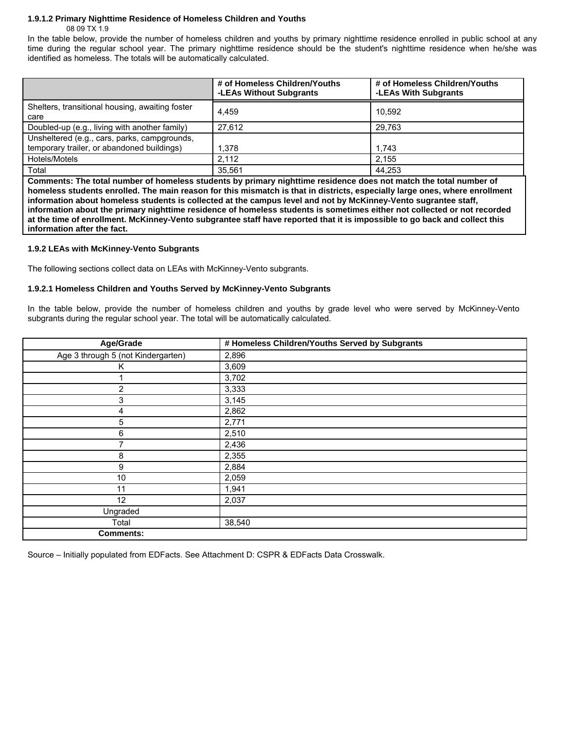**1.9.1.2 Primary Nighttime Residence of Homeless Children and Youths**

08 09 TX 1.9

In the table below, provide the number of homeless children and youths by primary nighttime residence enrolled in public school at any time during the regular school year. The primary nighttime residence should be the student's nighttime residence when he/she was identified as homeless. The totals will be automatically calculated.

| | # of Homeless Children/Youths -LEAs Without Subgrants | # of Homeless Children/Youths -LEAs With Subgrants |
|---|---|---|
| Shelters, transitional housing, awaiting foster care | 4,459 | 10,592 |
| Doubled-up (e.g., living with another family) | 27,612 | 29,763 |
| Unsheltered (e.g., cars, parks, campgrounds, temporary trailer, or abandoned buildings) | 1,378 | 1,743 |
| Hotels/Motels | 2,112 | 2,155 |
| Total | 35,561 | 44,253 |

**Comments: The total number of homeless students by primary nighttime residence does not match the total number of homeless students enrolled. The main reason for this mismatch is that in districts, especially large ones, where enrollment information about homeless students is collected at the campus level and not by McKinney-Vento sugrantee staff, information about the primary nighttime residence of homeless students is sometimes either not collected or not recorded at the time of enrollment. McKinney-Vento subgrantee staff have reported that it is impossible to go back and collect this information after the fact.**

**1.9.2 LEAs with McKinney-Vento Subgrants**

The following sections collect data on LEAs with McKinney-Vento subgrants.

**1.9.2.1 Homeless Children and Youths Served by McKinney-Vento Subgrants**

In the table below, provide the number of homeless children and youths by grade level who were served by McKinney-Vento subgrants during the regular school year. The total will be automatically calculated.

| Age/Grade | # Homeless Children/Youths Served by Subgrants |
|---|---|
| Age 3 through 5 (not Kindergarten) | 2,896 |
| K | 3,609 |
| 1 | 3,702 |
| 2 | 3,333 |
| 3 | 3,145 |
| 4 | 2,862 |
| 5 | 2,771 |
| 6 | 2,510 |
| 7 | 2,436 |
| 8 | 2,355 |
| 9 | 2,884 |
| 10 | 2,059 |
| 11 | 1,941 |
| 12 | 2,037 |
| Ungraded | |
| Total | 38,540 |
| **Comments:** | |

Source – Initially populated from EDFacts. See Attachment D: CSPR & EDFacts Data Crosswalk.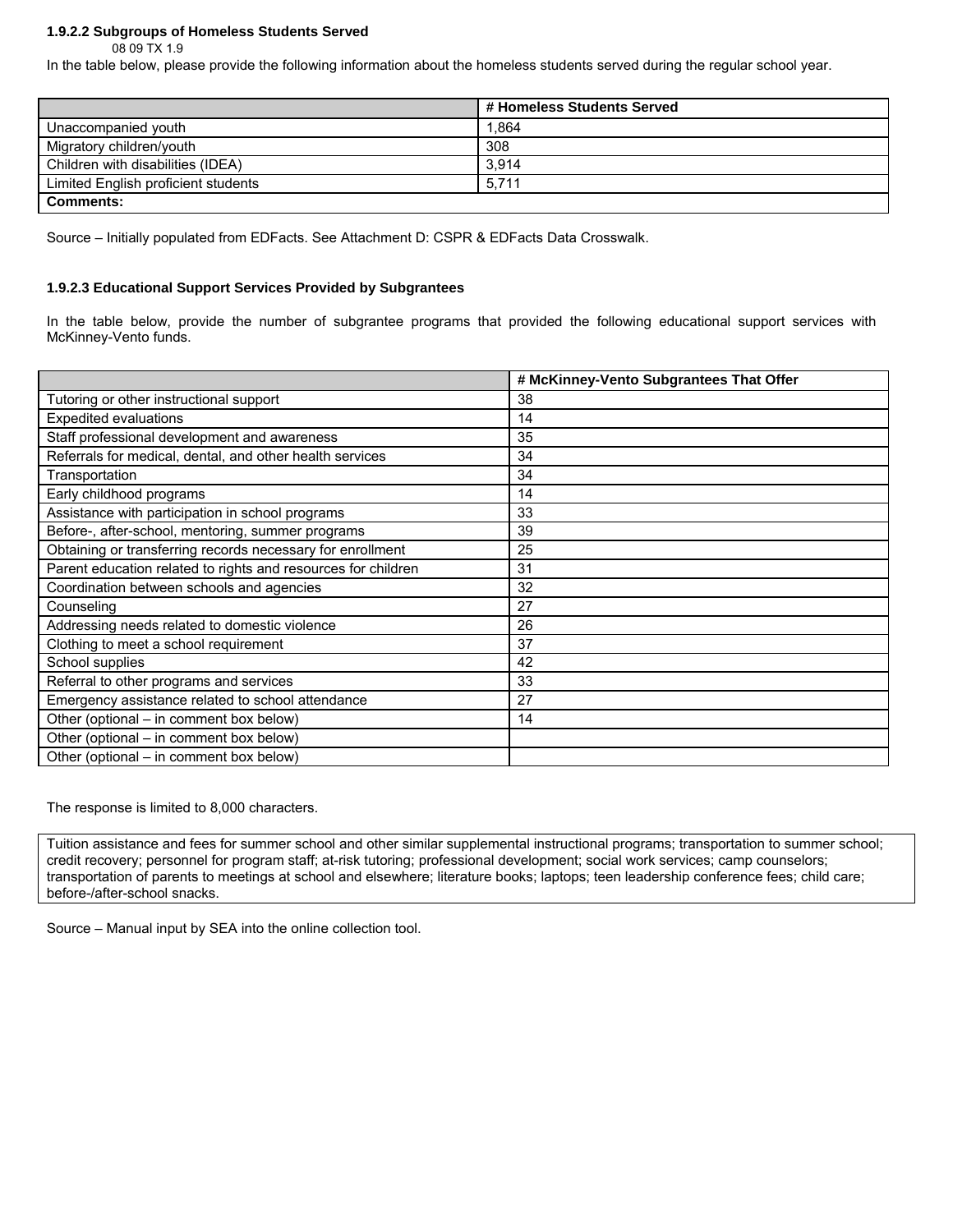#### 1.9.2.2 Subgroups of Homeless Students Served

08 09 TX 1.9

In the table below, please provide the following information about the homeless students served during the regular school year.

| | # Homeless Students Served |
|---|---|
| Unaccompanied youth | 1,864 |
| Migratory children/youth | 308 |
| Children with disabilities (IDEA) | 3,914 |
| Limited English proficient students | 5,711 |
| **Comments:** | |

Source – Initially populated from EDFacts. See Attachment D: CSPR & EDFacts Data Crosswalk.

#### 1.9.2.3 Educational Support Services Provided by Subgrantees

In the table below, provide the number of subgrantee programs that provided the following educational support services with McKinney-Vento funds.

| | # McKinney-Vento Subgrantees That Offer |
|---|---|
| Tutoring or other instructional support | 38 |
| Expedited evaluations | 14 |
| Staff professional development and awareness | 35 |
| Referrals for medical, dental, and other health services | 34 |
| Transportation | 34 |
| Early childhood programs | 14 |
| Assistance with participation in school programs | 33 |
| Before-, after-school, mentoring, summer programs | 39 |
| Obtaining or transferring records necessary for enrollment | 25 |
| Parent education related to rights and resources for children | 31 |
| Coordination between schools and agencies | 32 |
| Counseling | 27 |
| Addressing needs related to domestic violence | 26 |
| Clothing to meet a school requirement | 37 |
| School supplies | 42 |
| Referral to other programs and services | 33 |
| Emergency assistance related to school attendance | 27 |
| Other (optional – in comment box below) | 14 |
| Other (optional – in comment box below) | |
| Other (optional – in comment box below) | |

The response is limited to 8,000 characters.

Tuition assistance and fees for summer school and other similar supplemental instructional programs; transportation to summer school; credit recovery; personnel for program staff; at-risk tutoring; professional development; social work services; camp counselors; transportation of parents to meetings at school and elsewhere; literature books; laptops; teen leadership conference fees; child care; before-/after-school snacks.

Source – Manual input by SEA into the online collection tool.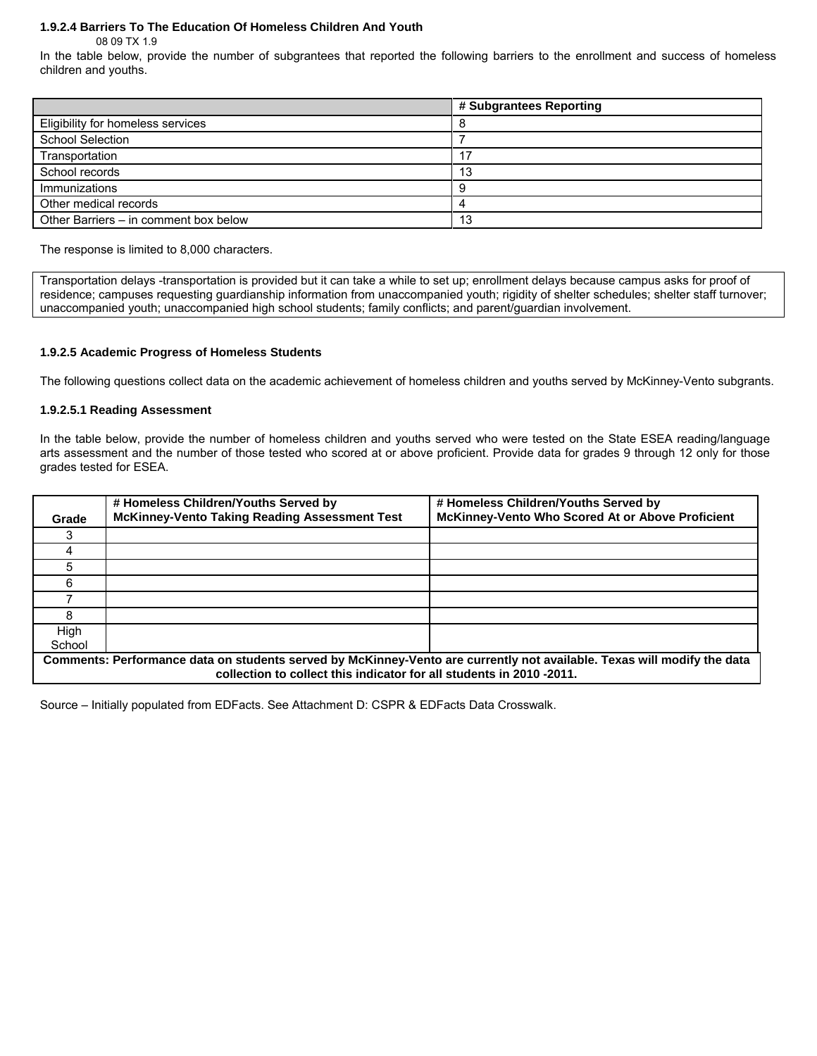### 1.9.2.4 Barriers To The Education Of Homeless Children And Youth

08 09 TX 1.9

In the table below, provide the number of subgrantees that reported the following barriers to the enrollment and success of homeless children and youths.

| | # Subgrantees Reporting |
|---|---|
| Eligibility for homeless services | 8 |
| School Selection | 7 |
| Transportation | 17 |
| School records | 13 |
| Immunizations | 9 |
| Other medical records | 4 |
| Other Barriers – in comment box below | 13 |

The response is limited to 8,000 characters.

Transportation delays -transportation is provided but it can take a while to set up; enrollment delays because campus asks for proof of residence; campuses requesting guardianship information from unaccompanied youth; rigidity of shelter schedules; shelter staff turnover; unaccompanied youth; unaccompanied high school students; family conflicts; and parent/guardian involvement.

### 1.9.2.5 Academic Progress of Homeless Students

The following questions collect data on the academic achievement of homeless children and youths served by McKinney-Vento subgrants.

#### 1.9.2.5.1 Reading Assessment

In the table below, provide the number of homeless children and youths served who were tested on the State ESEA reading/language arts assessment and the number of those tested who scored at or above proficient. Provide data for grades 9 through 12 only for those grades tested for ESEA.

| Grade | # Homeless Children/Youths Served by McKinney-Vento Taking Reading Assessment Test | # Homeless Children/Youths Served by McKinney-Vento Who Scored At or Above Proficient |
|---|---|---|
| 3 | | |
| 4 | | |
| 5 | | |
| 6 | | |
| 7 | | |
| 8 | | |
| High School | | |

**Comments: Performance data on students served by McKinney-Vento are currently not available. Texas will modify the data collection to collect this indicator for all students in 2010 -2011.**

Source – Initially populated from EDFacts. See Attachment D: CSPR & EDFacts Data Crosswalk.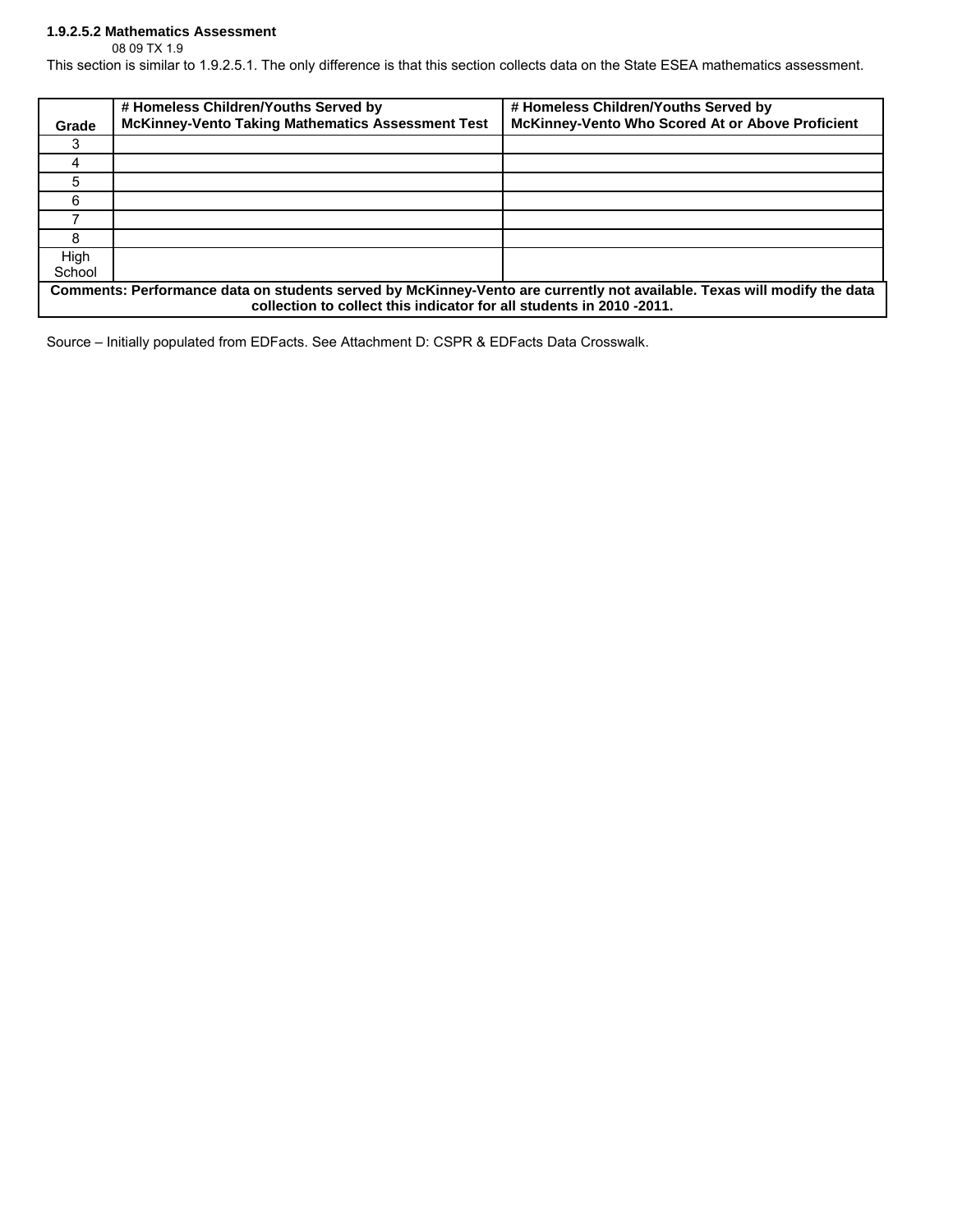**1.9.2.5.2 Mathematics Assessment**

08 09 TX 1.9

This section is similar to 1.9.2.5.1. The only difference is that this section collects data on the State ESEA mathematics assessment.

| Grade | # Homeless Children/Youths Served by McKinney-Vento Taking Mathematics Assessment Test | # Homeless Children/Youths Served by McKinney-Vento Who Scored At or Above Proficient |
|---|---|---|
| 3 | | |
| 4 | | |
| 5 | | |
| 6 | | |
| 7 | | |
| 8 | | |
| High School | | |
| **Comments: Performance data on students served by McKinney-Vento are currently not available. Texas will modify the data collection to collect this indicator for all students in 2010 -2011.** | | |

Source – Initially populated from EDFacts. See Attachment D: CSPR & EDFacts Data Crosswalk.